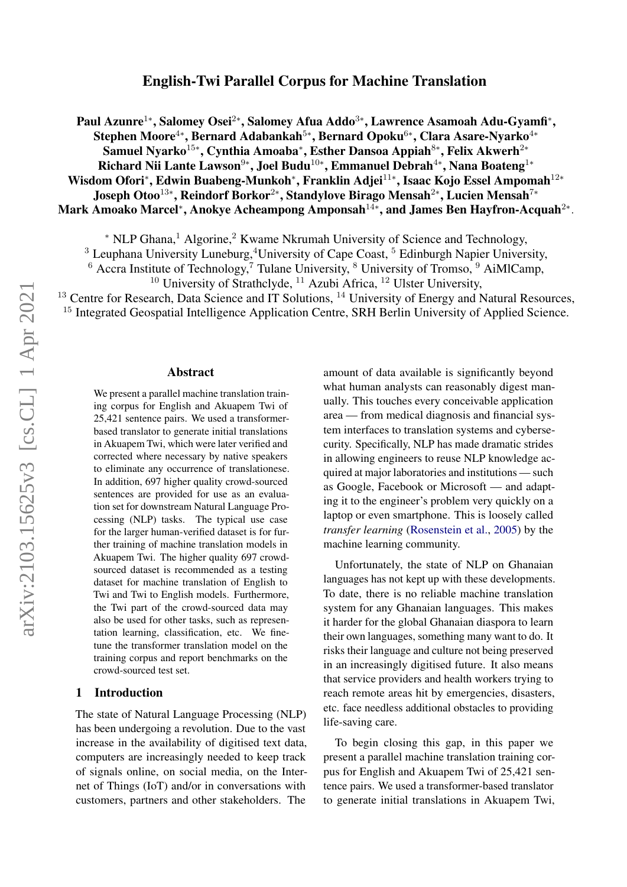# English-Twi Parallel Corpus for Machine Translation

**Paul Azunre[1*], Salomey Osei[2*], Salomey Afua Addo[3*], Lawrence Asamoah Adu-Gyamfi[*], Stephen Moore[4*], Bernard Adabankah[5*], Bernard Opoku[6*], Clara Asare-Nyarko[4*] Samuel Nyarko[15*], Cynthia Amoaba[*], Esther Dansoa Appiah[8*], Felix Akwerh[2*] Richard Nii Lante Lawson[9*], Joel Budu[10*], Emmanuel Debrah[4*], Nana Boateng[1*] Wisdom Ofori[*], Edwin Buabeng-Munkoh[*], Franklin Adjei[11*], Isaac Kojo Essel Ampomah[12*] Joseph Otoo[13*], Reindorf Borkor[2*], Standylove Birago Mensah[2*], Lucien Mensah[7*] Mark Amoako Marcel[*], Anokye Acheampong Amponsah[14*], and James Ben Hayfron-Acquah[2*].**

[*] NLP Ghana,[1] Algorine,[2] Kwame Nkrumah University of Science and Technology,
[3] Leuphana University Luneburg,[4]University of Cape Coast, [5] Edinburgh Napier University,
[6] Accra Institute of Technology,[7] Tulane University, [8] University of Tromso, [9] AiMlCamp,
[10] University of Strathclyde, [11] Azubi Africa, [12] Ulster University,
[13] Centre for Research, Data Science and IT Solutions, [14] University of Energy and Natural Resources,
[15] Integrated Geospatial Intelligence Application Centre, SRH Berlin University of Applied Science.

## Abstract

We present a parallel machine translation training corpus for English and Akuapem Twi of 25,421 sentence pairs. We used a transformer-based translator to generate initial translations in Akuapem Twi, which were later verified and corrected where necessary by native speakers to eliminate any occurrence of translationese. In addition, 697 higher quality crowd-sourced sentences are provided for use as an evaluation set for downstream Natural Language Processing (NLP) tasks. The typical use case for the larger human-verified dataset is for further training of machine translation models in Akuapem Twi. The higher quality 697 crowd-sourced dataset is recommended as a testing dataset for machine translation of English to Twi and Twi to English models. Furthermore, the Twi part of the crowd-sourced data may also be used for other tasks, such as representation learning, classification, etc. We fine-tune the transformer translation model on the training corpus and report benchmarks on the crowd-sourced test set.

## 1 Introduction

The state of Natural Language Processing (NLP) has been undergoing a revolution. Due to the vast increase in the availability of digitised text data, computers are increasingly needed to keep track of signals online, on social media, on the Internet of Things (IoT) and/or in conversations with customers, partners and other stakeholders. The amount of data available is significantly beyond what human analysts can reasonably digest manually. This touches every conceivable application area — from medical diagnosis and financial system interfaces to translation systems and cybersecurity. Specifically, NLP has made dramatic strides in allowing engineers to reuse NLP knowledge acquired at major laboratories and institutions — such as Google, Facebook or Microsoft — and adapting it to the engineer's problem very quickly on a laptop or even smartphone. This is loosely called *transfer learning* (Rosenstein et al., 2005) by the machine learning community.

Unfortunately, the state of NLP on Ghanaian languages has not kept up with these developments. To date, there is no reliable machine translation system for any Ghanaian languages. This makes it harder for the global Ghanaian diaspora to learn their own languages, something many want to do. It risks their language and culture not being preserved in an increasingly digitised future. It also means that service providers and health workers trying to reach remote areas hit by emergencies, disasters, etc. face needless additional obstacles to providing life-saving care.

To begin closing this gap, in this paper we present a parallel machine translation training corpus for English and Akuapem Twi of 25,421 sentence pairs. We used a transformer-based translator to generate initial translations in Akuapem Twi,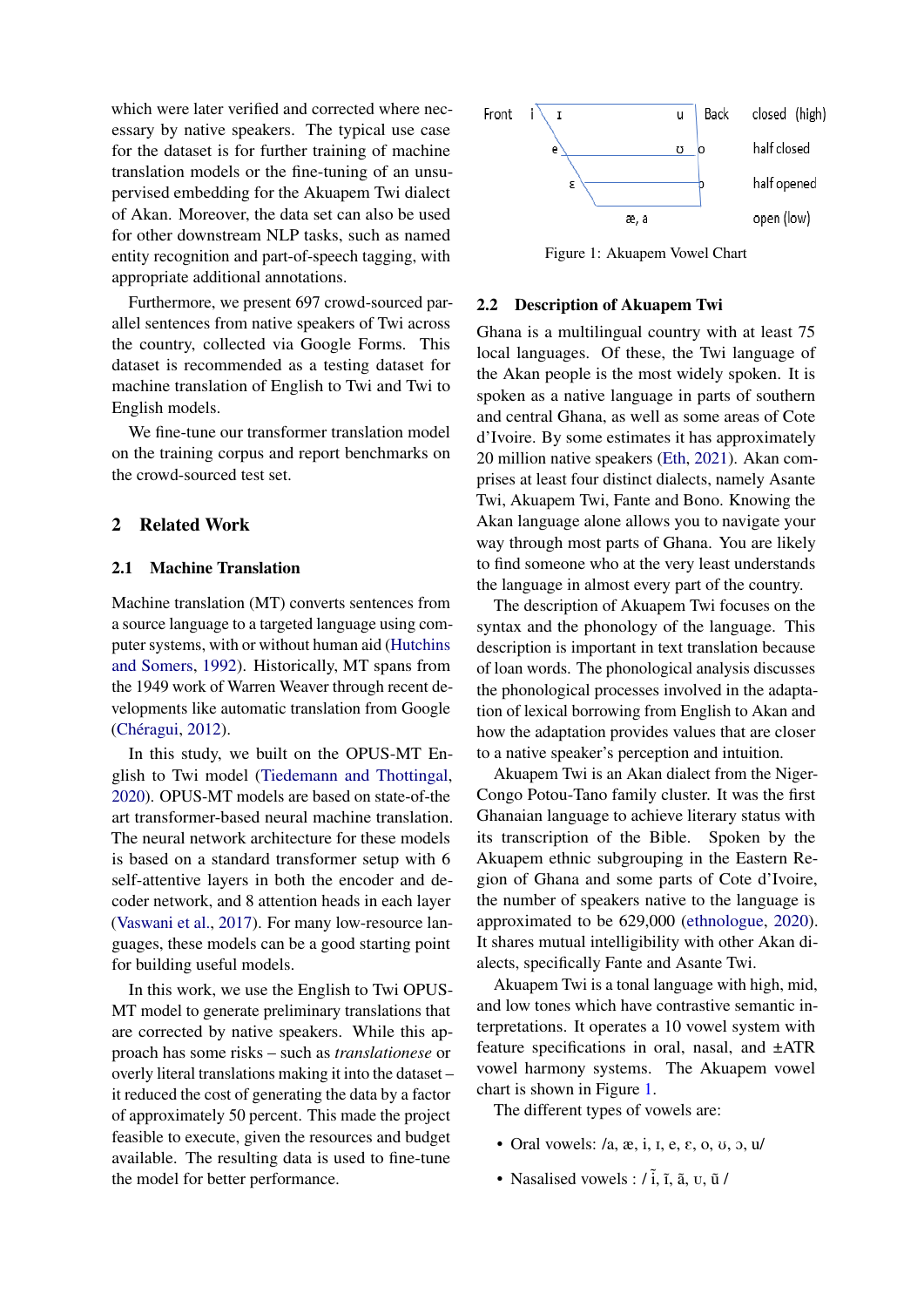which were later verified and corrected where necessary by native speakers. The typical use case for the dataset is for further training of machine translation models or the fine-tuning of an unsupervised embedding for the Akuapem Twi dialect of Akan. Moreover, the data set can also be used for other downstream NLP tasks, such as named entity recognition and part-of-speech tagging, with appropriate additional annotations.

Furthermore, we present 697 crowd-sourced parallel sentences from native speakers of Twi across the country, collected via Google Forms. This dataset is recommended as a testing dataset for machine translation of English to Twi and Twi to English models.

We fine-tune our transformer translation model on the training corpus and report benchmarks on the crowd-sourced test set.

## 2 Related Work

### 2.1 Machine Translation

Machine translation (MT) converts sentences from a source language to a targeted language using computer systems, with or without human aid (Hutchins and Somers, 1992). Historically, MT spans from the 1949 work of Warren Weaver through recent developments like automatic translation from Google (Chéragui, 2012).

In this study, we built on the OPUS-MT English to Twi model (Tiedemann and Thottingal, 2020). OPUS-MT models are based on state-of-the art transformer-based neural machine translation. The neural network architecture for these models is based on a standard transformer setup with 6 self-attentive layers in both the encoder and decoder network, and 8 attention heads in each layer (Vaswani et al., 2017). For many low-resource languages, these models can be a good starting point for building useful models.

In this work, we use the English to Twi OPUS-MT model to generate preliminary translations that are corrected by native speakers. While this approach has some risks – such as *translationese* or overly literal translations making it into the dataset – it reduced the cost of generating the data by a factor of approximately 50 percent. This made the project feasible to execute, given the resources and budget available. The resulting data is used to fine-tune the model for better performance.

| Front | i | ɪ | u | Back | closed (high) |
|---|---|---|---|---|---|
| | e | | ʊ | o | half closed |
| | ɛ | | | ɔ | half opened |
| | | æ, a | | | open (low) |

Figure 1: Akuapem Vowel Chart

### 2.2 Description of Akuapem Twi

Ghana is a multilingual country with at least 75 local languages. Of these, the Twi language of the Akan people is the most widely spoken. It is spoken as a native language in parts of southern and central Ghana, as well as some areas of Cote d'Ivoire. By some estimates it has approximately 20 million native speakers (Eth, 2021). Akan comprises at least four distinct dialects, namely Asante Twi, Akuapem Twi, Fante and Bono. Knowing the Akan language alone allows you to navigate your way through most parts of Ghana. You are likely to find someone who at the very least understands the language in almost every part of the country.

The description of Akuapem Twi focuses on the syntax and the phonology of the language. This description is important in text translation because of loan words. The phonological analysis discusses the phonological processes involved in the adaptation of lexical borrowing from English to Akan and how the adaptation provides values that are closer to a native speaker's perception and intuition.

Akuapem Twi is an Akan dialect from the Niger-Congo Potou-Tano family cluster. It was the first Ghanaian language to achieve literary status with its transcription of the Bible. Spoken by the Akuapem ethnic subgrouping in the Eastern Region of Ghana and some parts of Cote d'Ivoire, the number of speakers native to the language is approximated to be 629,000 (ethnologue, 2020). It shares mutual intelligibility with other Akan dialects, specifically Fante and Asante Twi.

Akuapem Twi is a tonal language with high, mid, and low tones which have contrastive semantic interpretations. It operates a 10 vowel system with feature specifications in oral, nasal, and ±ATR vowel harmony systems. The Akuapem vowel chart is shown in Figure 1.

The different types of vowels are:

- Oral vowels: /a, æ, i, ɪ, e, ɛ, o, ʊ, ɔ, u/
- Nasalised vowels : / ĩ, ɪ̃, ã, ʊ̃, ũ /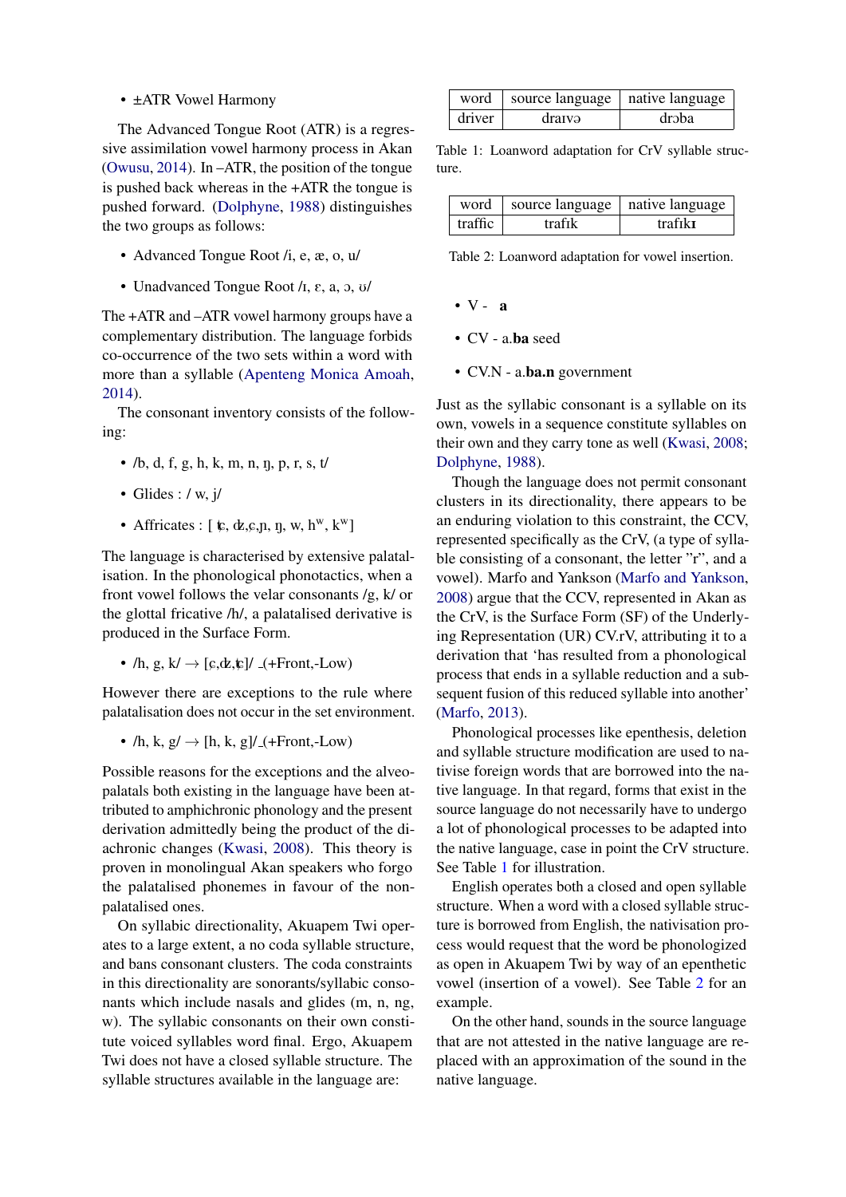- ±ATR Vowel Harmony

The Advanced Tongue Root (ATR) is a regressive assimilation vowel harmony process in Akan (Owusu, 2014). In –ATR, the position of the tongue is pushed back whereas in the +ATR the tongue is pushed forward. (Dolphyne, 1988) distinguishes the two groups as follows:

- Advanced Tongue Root /i, e, æ, o, u/
- Unadvanced Tongue Root /ɪ, ɛ, a, ɔ, ʊ/

The +ATR and –ATR vowel harmony groups have a complementary distribution. The language forbids co-occurrence of the two sets within a word with more than a syllable (Apenteng Monica Amoah, 2014).

The consonant inventory consists of the following:

- /b, d, f, g, h, k, m, n, ŋ, p, r, s, t/
- Glides : / w, j/
- Affricates : [ ʨ, ʥ,ɕ,ɲ, ŋ, w, hʷ, kʷ]

The language is characterised by extensive palatalisation. In the phonological phonotactics, when a front vowel follows the velar consonants /g, k/ or the glottal fricative /h/, a palatalised derivative is produced in the Surface Form.

- /h, g, k/ → [ɕ,ʥ,ʨ]/ _(+Front,-Low)

However there are exceptions to the rule where palatalisation does not occur in the set environment.

- /h, k, g/ → [h, k, g]/_(+Front,-Low)

Possible reasons for the exceptions and the alveo-palatals both existing in the language have been attributed to amphichronic phonology and the present derivation admittedly being the product of the diachronic changes (Kwasi, 2008). This theory is proven in monolingual Akan speakers who forgo the palatalised phonemes in favour of the non-palatalised ones.

On syllabic directionality, Akuapem Twi operates to a large extent, a no coda syllable structure, and bans consonant clusters. The coda constraints in this directionality are sonorants/syllabic consonants which include nasals and glides (m, n, ng, w). The syllabic consonants on their own constitute voiced syllables word final. Ergo, Akuapem Twi does not have a closed syllable structure. The syllable structures available in the language are:

| word | source language | native language |
|---|---|---|
| driver | draɪvə | drɔba |

Table 1: Loanword adaptation for CrV syllable structure.

| word | source language | native language |
|---|---|---|
| traffic | trafɪk | trafɪkɪ |

Table 2: Loanword adaptation for vowel insertion.

- V - **a**
- CV - a.**ba** seed
- CV.N - a.**ba.n** government

Just as the syllabic consonant is a syllable on its own, vowels in a sequence constitute syllables on their own and they carry tone as well (Kwasi, 2008; Dolphyne, 1988).

Though the language does not permit consonant clusters in its directionality, there appears to be an enduring violation to this constraint, the CCV, represented specifically as the CrV, (a type of syllable consisting of a consonant, the letter "r", and a vowel). Marfo and Yankson (Marfo and Yankson, 2008) argue that the CCV, represented in Akan as the CrV, is the Surface Form (SF) of the Underlying Representation (UR) CV.rV, attributing it to a derivation that 'has resulted from a phonological process that ends in a syllable reduction and a subsequent fusion of this reduced syllable into another' (Marfo, 2013).

Phonological processes like epenthesis, deletion and syllable structure modification are used to nativise foreign words that are borrowed into the native language. In that regard, forms that exist in the source language do not necessarily have to undergo a lot of phonological processes to be adapted into the native language, case in point the CrV structure. See Table 1 for illustration.

English operates both a closed and open syllable structure. When a word with a closed syllable structure is borrowed from English, the nativisation process would request that the word be phonologized as open in Akuapem Twi by way of an epenthetic vowel (insertion of a vowel). See Table 2 for an example.

On the other hand, sounds in the source language that are not attested in the native language are replaced with an approximation of the sound in the native language.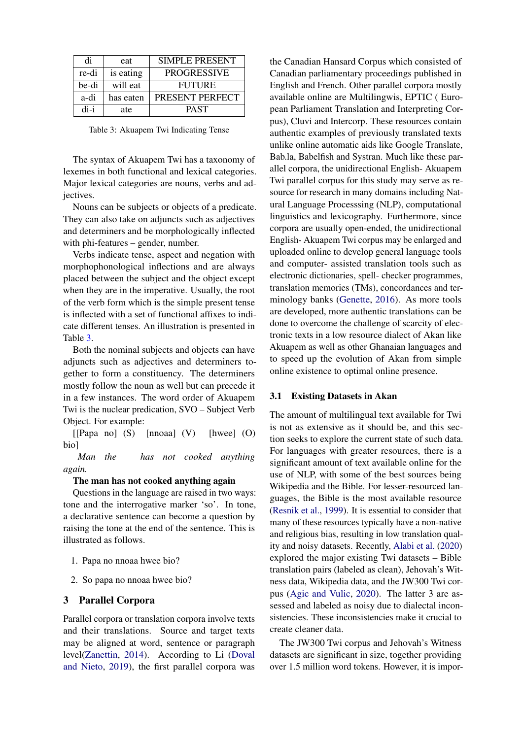| di | eat | SIMPLE PRESENT |
|---|---|---|
| re-di | is eating | PROGRESSIVE |
| be-di | will eat | FUTURE |
| a-di | has eaten | PRESENT PERFECT |
| di-i | ate | PAST |

Table 3: Akuapem Twi Indicating Tense

The syntax of Akuapem Twi has a taxonomy of lexemes in both functional and lexical categories. Major lexical categories are nouns, verbs and adjectives.

Nouns can be subjects or objects of a predicate. They can also take on adjuncts such as adjectives and determiners and be morphologically inflected with phi-features – gender, number.

Verbs indicate tense, aspect and negation with morphophonological inflections and are always placed between the subject and the object except when they are in the imperative. Usually, the root of the verb form which is the simple present tense is inflected with a set of functional affixes to indicate different tenses. An illustration is presented in Table 3.

Both the nominal subjects and objects can have adjuncts such as adjectives and determiners together to form a constituency. The determiners mostly follow the noun as well but can precede it in a few instances. The word order of Akuapem Twi is the nuclear predication, SVO – Subject Verb Object. For example:

[[Papa no] (S) [nnoaa] (V) [hwee] (O) bio]

*Man the has not cooked anything again.*

**The man has not cooked anything again**

Questions in the language are raised in two ways: tone and the interrogative marker 'so'. In tone, a declarative sentence can become a question by raising the tone at the end of the sentence. This is illustrated as follows.

1. Papa no nnoaa hwee bio?
2. So papa no nnoaa hwee bio?

## 3 Parallel Corpora

Parallel corpora or translation corpora involve texts and their translations. Source and target texts may be aligned at word, sentence or paragraph level(Zanettin, 2014). According to Li (Doval and Nieto, 2019), the first parallel corpora was the Canadian Hansard Corpus which consisted of Canadian parliamentary proceedings published in English and French. Other parallel corpora mostly available online are Multilingwis, EPTIC ( European Parliament Translation and Interpreting Corpus), Cluvi and Intercorp. These resources contain authentic examples of previously translated texts unlike online automatic aids like Google Translate, Bab.la, Babelfish and Systran. Much like these parallel corpora, the unidirectional English- Akuapem Twi parallel corpus for this study may serve as resource for research in many domains including Natural Language Processsing (NLP), computational linguistics and lexicography. Furthermore, since corpora are usually open-ended, the unidirectional English- Akuapem Twi corpus may be enlarged and uploaded online to develop general language tools and computer- assisted translation tools such as electronic dictionaries, spell- checker programmes, translation memories (TMs), concordances and terminology banks (Genette, 2016). As more tools are developed, more authentic translations can be done to overcome the challenge of scarcity of electronic texts in a low resource dialect of Akan like Akuapem as well as other Ghanaian languages and to speed up the evolution of Akan from simple online existence to optimal online presence.

### 3.1 Existing Datasets in Akan

The amount of multilingual text available for Twi is not as extensive as it should be, and this section seeks to explore the current state of such data. For languages with greater resources, there is a significant amount of text available online for the use of NLP, with some of the best sources being Wikipedia and the Bible. For lesser-resourced languages, the Bible is the most available resource (Resnik et al., 1999). It is essential to consider that many of these resources typically have a non-native and religious bias, resulting in low translation quality and noisy datasets. Recently, Alabi et al. (2020) explored the major existing Twi datasets – Bible translation pairs (labeled as clean), Jehovah's Witness data, Wikipedia data, and the JW300 Twi corpus (Agic and Vulic, 2020). The latter 3 are assessed and labeled as noisy due to dialectal inconsistencies. These inconsistencies make it crucial to create cleaner data.

The JW300 Twi corpus and Jehovah's Witness datasets are significant in size, together providing over 1.5 million word tokens. However, it is impor-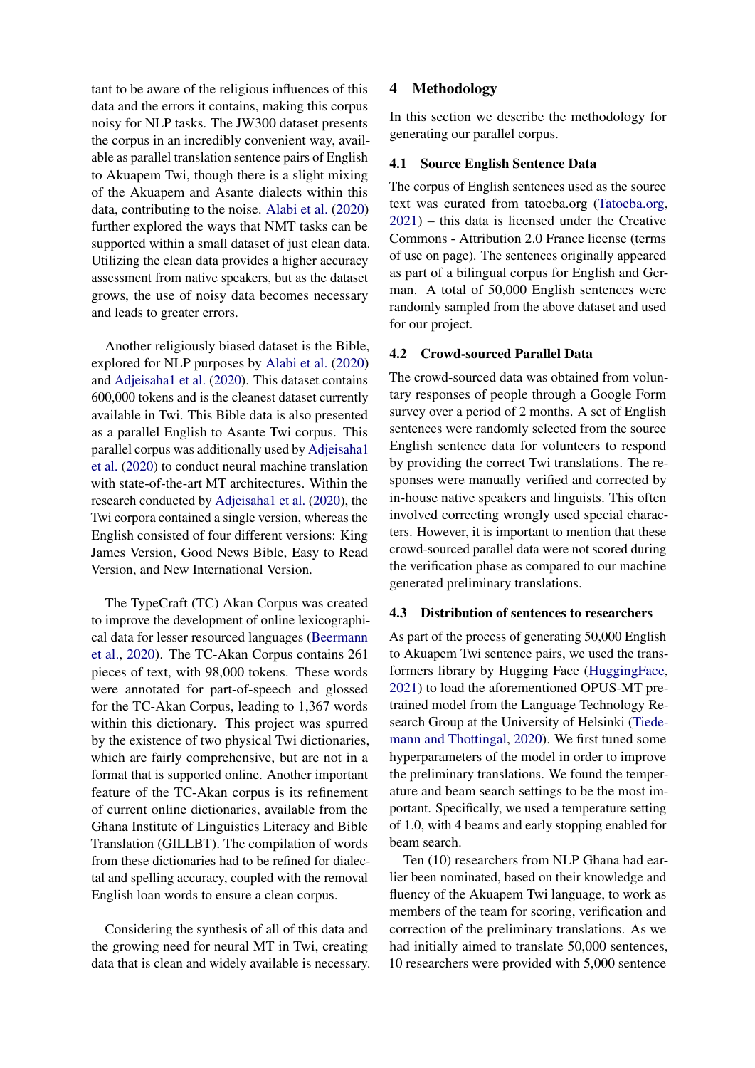tant to be aware of the religious influences of this data and the errors it contains, making this corpus noisy for NLP tasks. The JW300 dataset presents the corpus in an incredibly convenient way, available as parallel translation sentence pairs of English to Akuapem Twi, though there is a slight mixing of the Akuapem and Asante dialects within this data, contributing to the noise. Alabi et al. (2020) further explored the ways that NMT tasks can be supported within a small dataset of just clean data. Utilizing the clean data provides a higher accuracy assessment from native speakers, but as the dataset grows, the use of noisy data becomes necessary and leads to greater errors.

Another religiously biased dataset is the Bible, explored for NLP purposes by Alabi et al. (2020) and Adjeisaha1 et al. (2020). This dataset contains 600,000 tokens and is the cleanest dataset currently available in Twi. This Bible data is also presented as a parallel English to Asante Twi corpus. This parallel corpus was additionally used by Adjeisaha1 et al. (2020) to conduct neural machine translation with state-of-the-art MT architectures. Within the research conducted by Adjeisaha1 et al. (2020), the Twi corpora contained a single version, whereas the English consisted of four different versions: King James Version, Good News Bible, Easy to Read Version, and New International Version.

The TypeCraft (TC) Akan Corpus was created to improve the development of online lexicographical data for lesser resourced languages (Beermann et al., 2020). The TC-Akan Corpus contains 261 pieces of text, with 98,000 tokens. These words were annotated for part-of-speech and glossed for the TC-Akan Corpus, leading to 1,367 words within this dictionary. This project was spurred by the existence of two physical Twi dictionaries, which are fairly comprehensive, but are not in a format that is supported online. Another important feature of the TC-Akan corpus is its refinement of current online dictionaries, available from the Ghana Institute of Linguistics Literacy and Bible Translation (GILLBT). The compilation of words from these dictionaries had to be refined for dialectal and spelling accuracy, coupled with the removal English loan words to ensure a clean corpus.

Considering the synthesis of all of this data and the growing need for neural MT in Twi, creating data that is clean and widely available is necessary.

## 4 Methodology

In this section we describe the methodology for generating our parallel corpus.

### 4.1 Source English Sentence Data

The corpus of English sentences used as the source text was curated from tatoeba.org (Tatoeba.org, 2021) – this data is licensed under the Creative Commons - Attribution 2.0 France license (terms of use on page). The sentences originally appeared as part of a bilingual corpus for English and German. A total of 50,000 English sentences were randomly sampled from the above dataset and used for our project.

### 4.2 Crowd-sourced Parallel Data

The crowd-sourced data was obtained from voluntary responses of people through a Google Form survey over a period of 2 months. A set of English sentences were randomly selected from the source English sentence data for volunteers to respond by providing the correct Twi translations. The responses were manually verified and corrected by in-house native speakers and linguists. This often involved correcting wrongly used special characters. However, it is important to mention that these crowd-sourced parallel data were not scored during the verification phase as compared to our machine generated preliminary translations.

### 4.3 Distribution of sentences to researchers

As part of the process of generating 50,000 English to Akuapem Twi sentence pairs, we used the transformers library by Hugging Face (HuggingFace, 2021) to load the aforementioned OPUS-MT pretrained model from the Language Technology Research Group at the University of Helsinki (Tiedemann and Thottingal, 2020). We first tuned some hyperparameters of the model in order to improve the preliminary translations. We found the temperature and beam search settings to be the most important. Specifically, we used a temperature setting of 1.0, with 4 beams and early stopping enabled for beam search.

Ten (10) researchers from NLP Ghana had earlier been nominated, based on their knowledge and fluency of the Akuapem Twi language, to work as members of the team for scoring, verification and correction of the preliminary translations. As we had initially aimed to translate 50,000 sentences, 10 researchers were provided with 5,000 sentence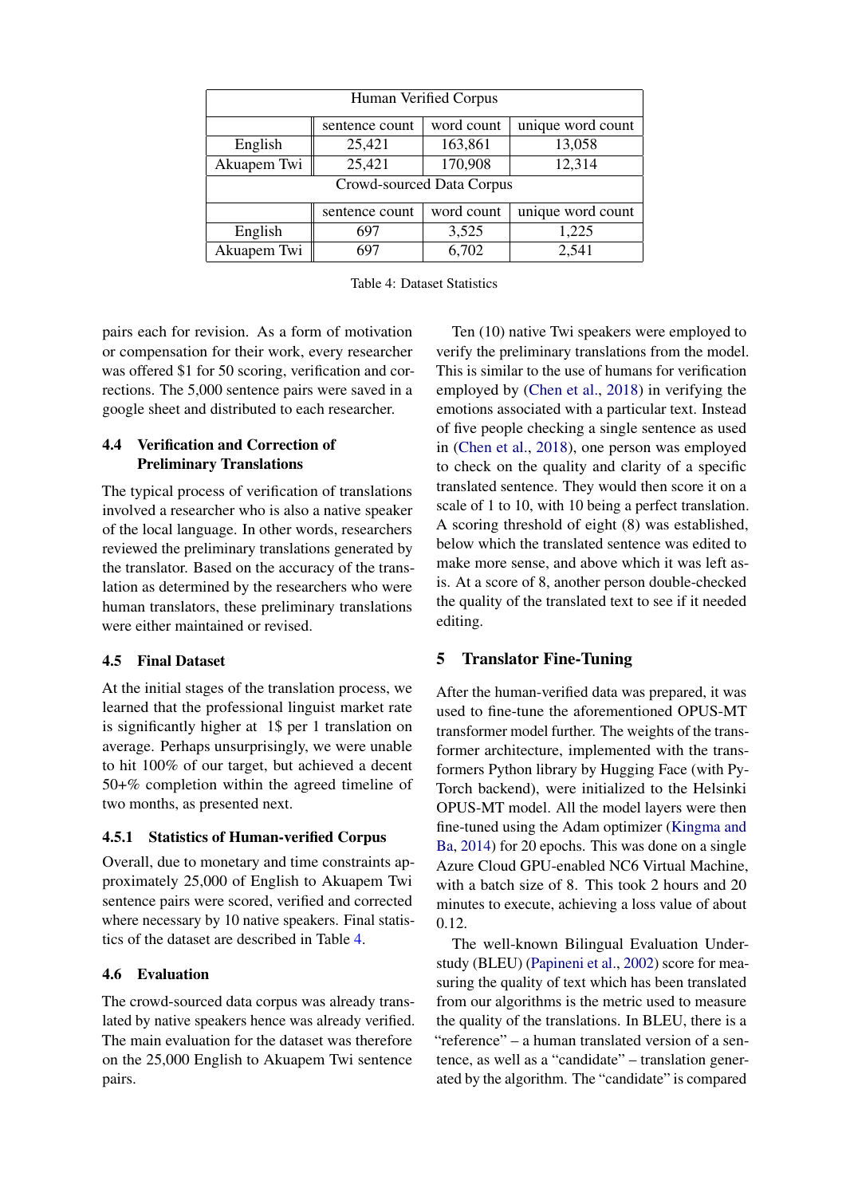| Human Verified Corpus | | | |
|---|---|---|---|
| | sentence count | word count | unique word count |
| English | 25,421 | 163,861 | 13,058 |
| Akuapem Twi | 25,421 | 170,908 | 12,314 |
| Crowd-sourced Data Corpus | | | |
| | sentence count | word count | unique word count |
| English | 697 | 3,525 | 1,225 |
| Akuapem Twi | 697 | 6,702 | 2,541 |

Table 4: Dataset Statistics

pairs each for revision. As a form of motivation or compensation for their work, every researcher was offered $1 for 50 scoring, verification and corrections. The 5,000 sentence pairs were saved in a google sheet and distributed to each researcher.

### 4.4 Verification and Correction of Preliminary Translations

The typical process of verification of translations involved a researcher who is also a native speaker of the local language. In other words, researchers reviewed the preliminary translations generated by the translator. Based on the accuracy of the translation as determined by the researchers who were human translators, these preliminary translations were either maintained or revised.

### 4.5 Final Dataset

At the initial stages of the translation process, we learned that the professional linguist market rate is significantly higher at 1$ per 1 translation on average. Perhaps unsurprisingly, we were unable to hit 100% of our target, but achieved a decent 50+% completion within the agreed timeline of two months, as presented next.

#### 4.5.1 Statistics of Human-verified Corpus

Overall, due to monetary and time constraints approximately 25,000 of English to Akuapem Twi sentence pairs were scored, verified and corrected where necessary by 10 native speakers. Final statistics of the dataset are described in Table 4.

### 4.6 Evaluation

The crowd-sourced data corpus was already translated by native speakers hence was already verified. The main evaluation for the dataset was therefore on the 25,000 English to Akuapem Twi sentence pairs.

Ten (10) native Twi speakers were employed to verify the preliminary translations from the model. This is similar to the use of humans for verification employed by (Chen et al., 2018) in verifying the emotions associated with a particular text. Instead of five people checking a single sentence as used in (Chen et al., 2018), one person was employed to check on the quality and clarity of a specific translated sentence. They would then score it on a scale of 1 to 10, with 10 being a perfect translation. A scoring threshold of eight (8) was established, below which the translated sentence was edited to make more sense, and above which it was left as-is. At a score of 8, another person double-checked the quality of the translated text to see if it needed editing.

## 5 Translator Fine-Tuning

After the human-verified data was prepared, it was used to fine-tune the aforementioned OPUS-MT transformer model further. The weights of the transformer architecture, implemented with the transformers Python library by Hugging Face (with PyTorch backend), were initialized to the Helsinki OPUS-MT model. All the model layers were then fine-tuned using the Adam optimizer (Kingma and Ba, 2014) for 20 epochs. This was done on a single Azure Cloud GPU-enabled NC6 Virtual Machine, with a batch size of 8. This took 2 hours and 20 minutes to execute, achieving a loss value of about 0.12.

The well-known Bilingual Evaluation Understudy (BLEU) (Papineni et al., 2002) score for measuring the quality of text which has been translated from our algorithms is the metric used to measure the quality of the translations. In BLEU, there is a "reference" – a human translated version of a sentence, as well as a "candidate" – translation generated by the algorithm. The "candidate" is compared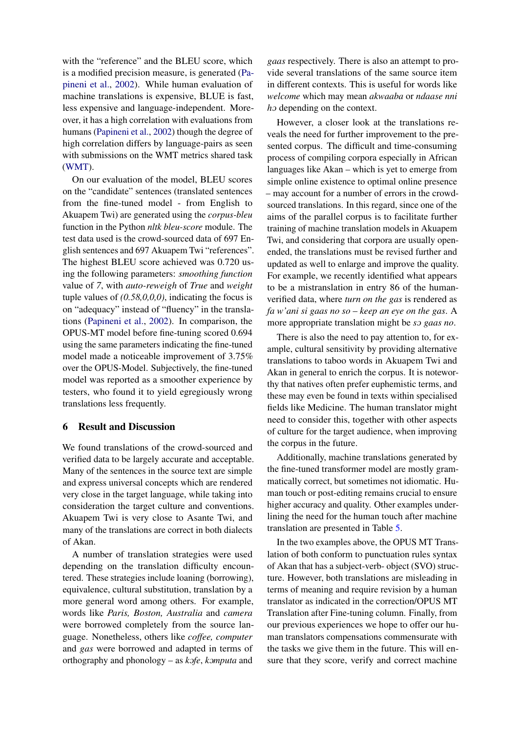with the "reference" and the BLEU score, which is a modified precision measure, is generated (Papineni et al., 2002). While human evaluation of machine translations is expensive, BLUE is fast, less expensive and language-independent. Moreover, it has a high correlation with evaluations from humans (Papineni et al., 2002) though the degree of high correlation differs by language-pairs as seen with submissions on the WMT metrics shared task (WMT).

On our evaluation of the model, BLEU scores on the "candidate" sentences (translated sentences from the fine-tuned model - from English to Akuapem Twi) are generated using the *corpus-bleu* function in the Python *nltk bleu-score* module. The test data used is the crowd-sourced data of 697 English sentences and 697 Akuapem Twi "references". The highest BLEU score achieved was 0.720 using the following parameters: *smoothing function* value of *7*, with *auto-reweigh* of *True* and *weight* tuple values of *(0.58,0,0,0)*, indicating the focus is on "adequacy" instead of "fluency" in the translations (Papineni et al., 2002). In comparison, the OPUS-MT model before fine-tuning scored 0.694 using the same parameters indicating the fine-tuned model made a noticeable improvement of 3.75% over the OPUS-Model. Subjectively, the fine-tuned model was reported as a smoother experience by testers, who found it to yield egregiously wrong translations less frequently.

## 6 Result and Discussion

We found translations of the crowd-sourced and verified data to be largely accurate and acceptable. Many of the sentences in the source text are simple and express universal concepts which are rendered very close in the target language, while taking into consideration the target culture and conventions. Akuapem Twi is very close to Asante Twi, and many of the translations are correct in both dialects of Akan.

A number of translation strategies were used depending on the translation difficulty encountered. These strategies include loaning (borrowing), equivalence, cultural substitution, translation by a more general word among others. For example, words like *Paris, Boston, Australia* and *camera* were borrowed completely from the source language. Nonetheless, others like *coffee, computer* and *gas* were borrowed and adapted in terms of orthography and phonology – as *kɔfe*, *kɔmputa* and *gaas* respectively. There is also an attempt to provide several translations of the same source item in different contexts. This is useful for words like *welcome* which may mean *akwaaba* or *ndaase nni hɔ* depending on the context.

However, a closer look at the translations reveals the need for further improvement to the presented corpus. The difficult and time-consuming process of compiling corpora especially in African languages like Akan – which is yet to emerge from simple online existence to optimal online presence – may account for a number of errors in the crowd-sourced translations. In this regard, since one of the aims of the parallel corpus is to facilitate further training of machine translation models in Akuapem Twi, and considering that corpora are usually open-ended, the translations must be revised further and updated as well to enlarge and improve the quality. For example, we recently identified what appears to be a mistranslation in entry 86 of the human-verified data, where *turn on the gas* is rendered as *fa w'ani si gaas no so – keep an eye on the gas*. A more appropriate translation might be *sɔ gaas no*.

There is also the need to pay attention to, for example, cultural sensitivity by providing alternative translations to taboo words in Akuapem Twi and Akan in general to enrich the corpus. It is noteworthy that natives often prefer euphemistic terms, and these may even be found in texts within specialised fields like Medicine. The human translator might need to consider this, together with other aspects of culture for the target audience, when improving the corpus in the future.

Additionally, machine translations generated by the fine-tuned transformer model are mostly grammatically correct, but sometimes not idiomatic. Human touch or post-editing remains crucial to ensure higher accuracy and quality. Other examples underlining the need for the human touch after machine translation are presented in Table 5.

In the two examples above, the OPUS MT Translation of both conform to punctuation rules syntax of Akan that has a subject-verb- object (SVO) structure. However, both translations are misleading in terms of meaning and require revision by a human translator as indicated in the correction/OPUS MT Translation after Fine-tuning column. Finally, from our previous experiences we hope to offer our human translators compensations commensurate with the tasks we give them in the future. This will ensure that they score, verify and correct machine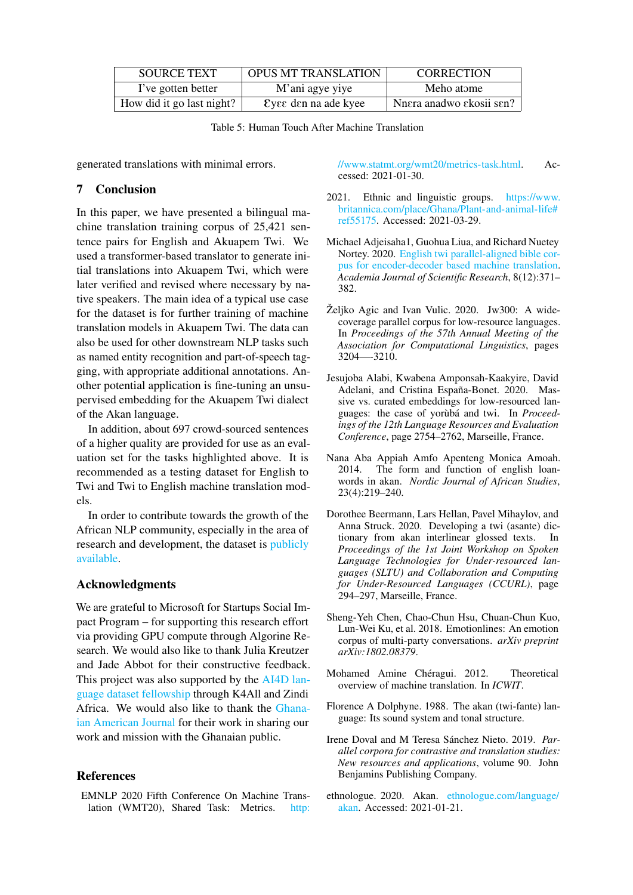| SOURCE TEXT | OPUS MT TRANSLATION | CORRECTION |
|---|---|---|
| I've gotten better | M'ani agye yiye | Meho atɔme |
| How did it go last night? | Ɛyɛɛ dɛn na ade kyee | Nnɛra anadwo ɛkosii sɛn? |

Table 5: Human Touch After Machine Translation

generated translations with minimal errors.

## 7 Conclusion

In this paper, we have presented a bilingual machine translation training corpus of 25,421 sentence pairs for English and Akuapem Twi. We used a transformer-based translator to generate initial translations into Akuapem Twi, which were later verified and revised where necessary by native speakers. The main idea of a typical use case for the dataset is for further training of machine translation models in Akuapem Twi. The data can also be used for other downstream NLP tasks such as named entity recognition and part-of-speech tagging, with appropriate additional annotations. Another potential application is fine-tuning an unsupervised embedding for the Akuapem Twi dialect of the Akan language.

In addition, about 697 crowd-sourced sentences of a higher quality are provided for use as an evaluation set for the tasks highlighted above. It is recommended as a testing dataset for English to Twi and Twi to English machine translation models.

In order to contribute towards the growth of the African NLP community, especially in the area of research and development, the dataset is publicly available.

## Acknowledgments

We are grateful to Microsoft for Startups Social Impact Program – for supporting this research effort via providing GPU compute through Algorine Research. We would also like to thank Julia Kreutzer and Jade Abbot for their constructive feedback. This project was also supported by the AI4D language dataset fellowship through K4All and Zindi Africa. We would also like to thank the Ghanaian American Journal for their work in sharing our work and mission with the Ghanaian public.

## References

EMNLP 2020 Fifth Conference On Machine Translation (WMT20), Shared Task: Metrics. http://www.statmt.org/wmt20/metrics-task.html. Accessed: 2021-01-30.

2021. Ethnic and linguistic groups. https://www.britannica.com/place/Ghana/Plant-and-animal-life#ref55175. Accessed: 2021-03-29.

Michael Adjeisaha1, Guohua Liua, and Richard Nuetey Nortey. 2020. English twi parallel-aligned bible corpus for encoder-decoder based machine translation. *Academia Journal of Scientific Research*, 8(12):371–382.

Željko Agic and Ivan Vulic. 2020. Jw300: A wide-coverage parallel corpus for low-resource languages. In *Proceedings of the 57th Annual Meeting of the Association for Computational Linguistics*, pages 3204—-3210.

Jesujoba Alabi, Kwabena Amponsah-Kaakyire, David Adelani, and Cristina España-Bonet. 2020. Massive vs. curated embeddings for low-resourced languages: the case of yorùbá and twi. In *Proceedings of the 12th Language Resources and Evaluation Conference*, page 2754–2762, Marseille, France.

Nana Aba Appiah Amfo Apenteng Monica Amoah. 2014. The form and function of english loanwords in akan. *Nordic Journal of African Studies*, 23(4):219–240.

Dorothee Beermann, Lars Hellan, Pavel Mihaylov, and Anna Struck. 2020. Developing a twi (asante) dictionary from akan interlinear glossed texts. In *Proceedings of the 1st Joint Workshop on Spoken Language Technologies for Under-resourced languages (SLTU) and Collaboration and Computing for Under-Resourced Languages (CCURL)*, page 294–297, Marseille, France.

Sheng-Yeh Chen, Chao-Chun Hsu, Chuan-Chun Kuo, Lun-Wei Ku, et al. 2018. Emotionlines: An emotion corpus of multi-party conversations. *arXiv preprint arXiv:1802.08379*.

Mohamed Amine Chéragui. 2012. Theoretical overview of machine translation. In *ICWIT*.

Florence A Dolphyne. 1988. The akan (twi-fante) language: Its sound system and tonal structure.

Irene Doval and M Teresa Sánchez Nieto. 2019. *Parallel corpora for contrastive and translation studies: New resources and applications*, volume 90. John Benjamins Publishing Company.

ethnologue. 2020. Akan. ethnologue.com/language/akan. Accessed: 2021-01-21.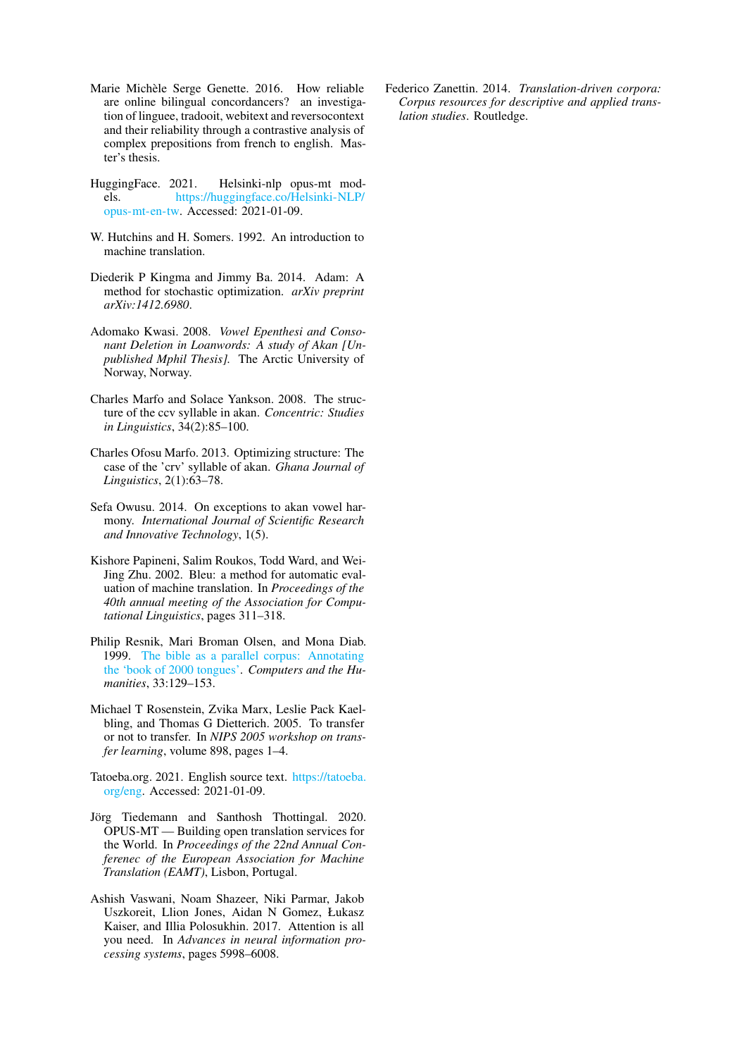Marie Michèle Serge Genette. 2016. How reliable are online bilingual concordancers? an investigation of linguee, tradooit, webitext and reversocontext and their reliability through a contrastive analysis of complex prepositions from french to english. Master's thesis.

HuggingFace. 2021. Helsinki-nlp opus-mt models. https://huggingface.co/Helsinki-NLP/opus-mt-en-tw. Accessed: 2021-01-09.

W. Hutchins and H. Somers. 1992. An introduction to machine translation.

Diederik P Kingma and Jimmy Ba. 2014. Adam: A method for stochastic optimization. *arXiv preprint arXiv:1412.6980*.

Adomako Kwasi. 2008. *Vowel Epenthesi and Consonant Deletion in Loanwords: A study of Akan [Unpublished Mphil Thesis].* The Arctic University of Norway, Norway.

Charles Marfo and Solace Yankson. 2008. The structure of the ccv syllable in akan. *Concentric: Studies in Linguistics*, 34(2):85–100.

Charles Ofosu Marfo. 2013. Optimizing structure: The case of the 'crv' syllable of akan. *Ghana Journal of Linguistics*, 2(1):63–78.

Sefa Owusu. 2014. On exceptions to akan vowel harmony. *International Journal of Scientific Research and Innovative Technology*, 1(5).

Kishore Papineni, Salim Roukos, Todd Ward, and Wei-Jing Zhu. 2002. Bleu: a method for automatic evaluation of machine translation. In *Proceedings of the 40th annual meeting of the Association for Computational Linguistics*, pages 311–318.

Philip Resnik, Mari Broman Olsen, and Mona Diab. 1999. The bible as a parallel corpus: Annotating the 'book of 2000 tongues'. *Computers and the Humanities*, 33:129–153.

Michael T Rosenstein, Zvika Marx, Leslie Pack Kaelbling, and Thomas G Dietterich. 2005. To transfer or not to transfer. In *NIPS 2005 workshop on transfer learning*, volume 898, pages 1–4.

Tatoeba.org. 2021. English source text. https://tatoeba.org/eng. Accessed: 2021-01-09.

Jörg Tiedemann and Santhosh Thottingal. 2020. OPUS-MT — Building open translation services for the World. In *Proceedings of the 22nd Annual Conferenec of the European Association for Machine Translation (EAMT)*, Lisbon, Portugal.

Ashish Vaswani, Noam Shazeer, Niki Parmar, Jakob Uszkoreit, Llion Jones, Aidan N Gomez, Łukasz Kaiser, and Illia Polosukhin. 2017. Attention is all you need. In *Advances in neural information processing systems*, pages 5998–6008.

Federico Zanettin. 2014. *Translation-driven corpora: Corpus resources for descriptive and applied translation studies*. Routledge.